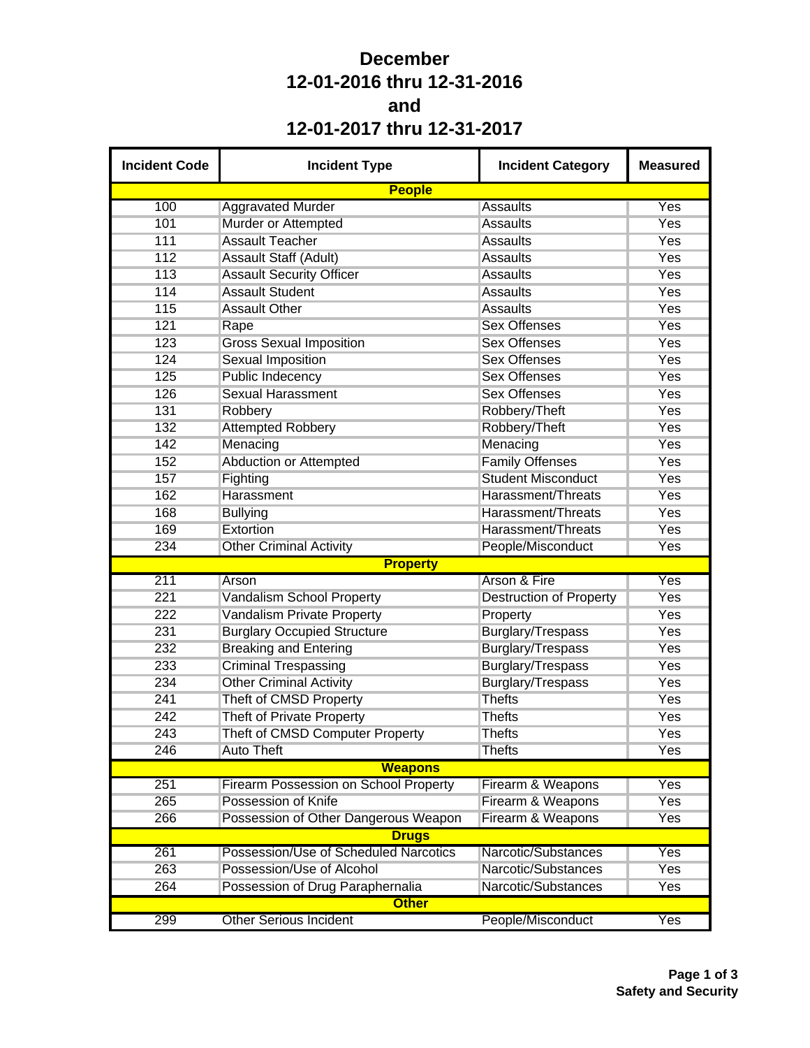# December
# 12-01-2016 thru 12-31-2016
# and
# 12-01-2017 thru 12-31-2017

| Incident Code | Incident Type | Incident Category | Measured |
|---|---|---|---|
| **People** | | | |
| 100 | Aggravated Murder | Assaults | Yes |
| 101 | Murder or Attempted | Assaults | Yes |
| 111 | Assault Teacher | Assaults | Yes |
| 112 | Assault Staff (Adult) | Assaults | Yes |
| 113 | Assault Security Officer | Assaults | Yes |
| 114 | Assault Student | Assaults | Yes |
| 115 | Assault Other | Assaults | Yes |
| 121 | Rape | Sex Offenses | Yes |
| 123 | Gross Sexual Imposition | Sex Offenses | Yes |
| 124 | Sexual Imposition | Sex Offenses | Yes |
| 125 | Public Indecency | Sex Offenses | Yes |
| 126 | Sexual Harassment | Sex Offenses | Yes |
| 131 | Robbery | Robbery/Theft | Yes |
| 132 | Attempted Robbery | Robbery/Theft | Yes |
| 142 | Menacing | Menacing | Yes |
| 152 | Abduction or Attempted | Family Offenses | Yes |
| 157 | Fighting | Student Misconduct | Yes |
| 162 | Harassment | Harassment/Threats | Yes |
| 168 | Bullying | Harassment/Threats | Yes |
| 169 | Extortion | Harassment/Threats | Yes |
| 234 | Other Criminal Activity | People/Misconduct | Yes |
| **Property** | | | |
| 211 | Arson | Arson & Fire | Yes |
| 221 | Vandalism School Property | Destruction of Property | Yes |
| 222 | Vandalism Private Property | Property | Yes |
| 231 | Burglary Occupied Structure | Burglary/Trespass | Yes |
| 232 | Breaking and Entering | Burglary/Trespass | Yes |
| 233 | Criminal Trespassing | Burglary/Trespass | Yes |
| 234 | Other Criminal Activity | Burglary/Trespass | Yes |
| 241 | Theft of CMSD Property | Thefts | Yes |
| 242 | Theft of Private Property | Thefts | Yes |
| 243 | Theft of CMSD Computer Property | Thefts | Yes |
| 246 | Auto Theft | Thefts | Yes |
| **Weapons** | | | |
| 251 | Firearm Possession on School Property | Firearm & Weapons | Yes |
| 265 | Possession of Knife | Firearm & Weapons | Yes |
| 266 | Possession of Other Dangerous Weapon | Firearm & Weapons | Yes |
| **Drugs** | | | |
| 261 | Possession/Use of Scheduled Narcotics | Narcotic/Substances | Yes |
| 263 | Possession/Use of Alcohol | Narcotic/Substances | Yes |
| 264 | Possession of Drug Paraphernalia | Narcotic/Substances | Yes |
| **Other** | | | |
| 299 | Other Serious Incident | People/Misconduct | Yes |

**Safety and Security**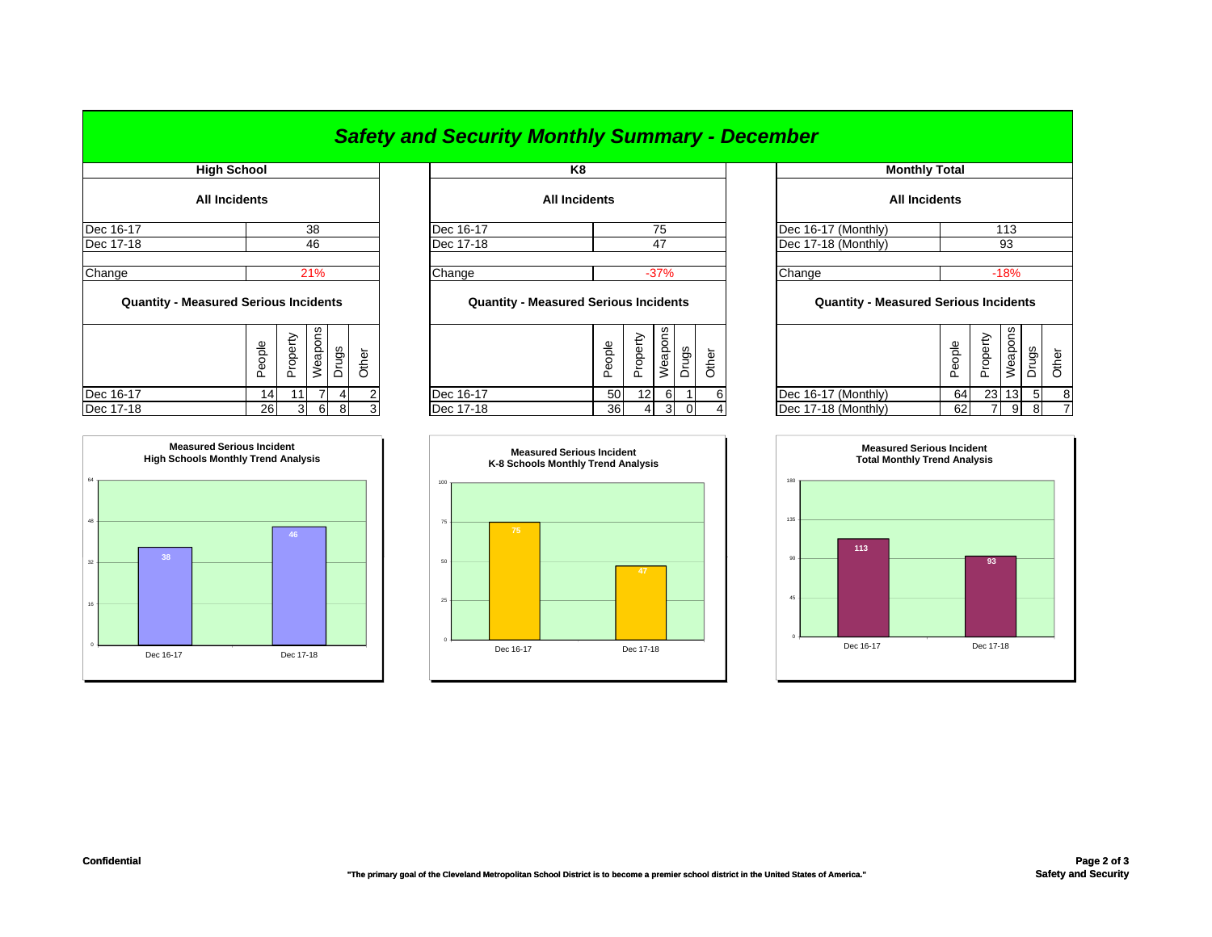# *Safety and Security Monthly Summary - December*

## High School

**All Incidents**

| | |
|---|---|
| Dec 16-17 | 38 |
| Dec 17-18 | 46 |
| Change | 21% |

**Quantity - Measured Serious Incidents**

| | People | Property | Weapons | Drugs | Other |
|---|---|---|---|---|---|
| Dec 16-17 | 14 | 11 | 7 | 4 | 2 |
| Dec 17-18 | 26 | 3 | 6 | 8 | 3 |

**Measured Serious Incident High Schools Monthly Trend Analysis**

| | Value |
|---|---|
| Dec 16-17 | 38 |
| Dec 17-18 | 46 |

## K8

**All Incidents**

| | |
|---|---|
| Dec 16-17 | 75 |
| Dec 17-18 | 47 |
| Change | -37% |

**Quantity - Measured Serious Incidents**

| | People | Property | Weapons | Drugs | Other |
|---|---|---|---|---|---|
| Dec 16-17 | 50 | 12 | 6 | 1 | 6 |
| Dec 17-18 | 36 | 4 | 3 | 0 | 4 |

**Measured Serious Incident K-8 Schools Monthly Trend Analysis**

| | Value |
|---|---|
| Dec 16-17 | 75 |
| Dec 17-18 | 47 |

## Monthly Total

**All Incidents**

| | |
|---|---|
| Dec 16-17 (Monthly) | 113 |
| Dec 17-18 (Monthly) | 93 |
| Change | -18% |

**Quantity - Measured Serious Incidents**

| | People | Property | Weapons | Drugs | Other |
|---|---|---|---|---|---|
| Dec 16-17 (Monthly) | 64 | 23 | 13 | 5 | 8 |
| Dec 17-18 (Monthly) | 62 | 7 | 9 | 8 | 7 |

**Measured Serious Incident Total Monthly Trend Analysis**

| | Value |
|---|---|
| Dec 16-17 | 113 |
| Dec 17-18 | 93 |

**Confidential**

**"The primary goal of the Cleveland Metropolitan School District is to become a premier school district in the United States of America."**

**Safety and Security**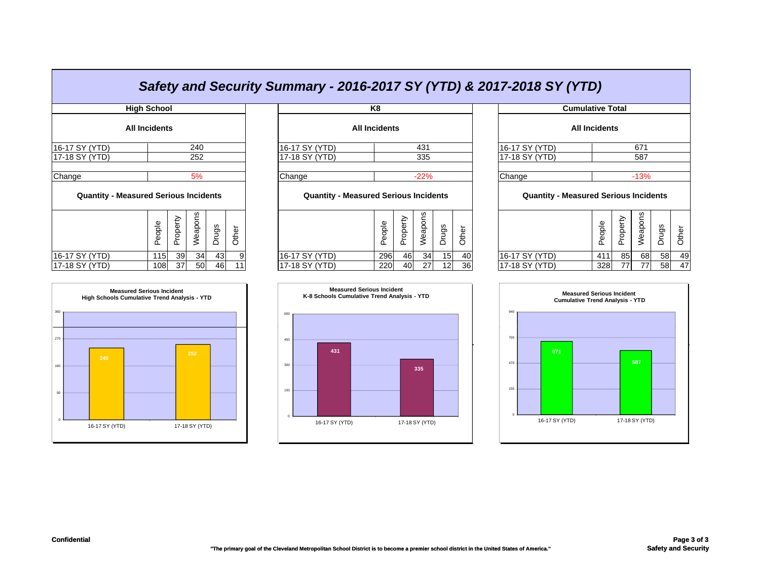# *Safety and Security Summary - 2016-2017 SY (YTD) & 2017-2018 SY (YTD)*

## High School

### All Incidents

| | |
|---|---|
| 16-17 SY (YTD) | 240 |
| 17-18 SY (YTD) | 252 |
| Change | 5% |

### Quantity - Measured Serious Incidents

| | People | Property | Weapons | Drugs | Other |
|---|---|---|---|---|---|
| 16-17 SY (YTD) | 115 | 39 | 34 | 43 | 9 |
| 17-18 SY (YTD) | 108 | 37 | 50 | 46 | 11 |

Measured Serious Incident
High Schools Cumulative Trend Analysis - YTD

360
270
180
90
0

240
252

16-17 SY (YTD)
17-18 SY (YTD)

## K8

### All Incidents

| | |
|---|---|
| 16-17 SY (YTD) | 431 |
| 17-18 SY (YTD) | 335 |
| Change | -22% |

### Quantity - Measured Serious Incidents

| | People | Property | Weapons | Drugs | Other |
|---|---|---|---|---|---|
| 16-17 SY (YTD) | 296 | 46 | 34 | 15 | 40 |
| 17-18 SY (YTD) | 220 | 40 | 27 | 12 | 36 |

Measured Serious Incident
K-8 Schools Cumulative Trend Analysis - YTD

600
450
300
150
0

431
335

16-17 SY (YTD)
17-18 SY (YTD)

## Cumulative Total

### All Incidents

| | |
|---|---|
| 16-17 SY (YTD) | 671 |
| 17-18 SY (YTD) | 587 |
| Change | -13% |

### Quantity - Measured Serious Incidents

| | People | Property | Weapons | Drugs | Other |
|---|---|---|---|---|---|
| 16-17 SY (YTD) | 411 | 85 | 68 | 58 | 49 |
| 17-18 SY (YTD) | 328 | 77 | 77 | 58 | 47 |

Measured Serious Incident
Cumulative Trend Analysis - YTD

940
705
470
235
0

671
587

16-17 SY (YTD)
17-18 SY (YTD)

**Confidential**

**"The primary goal of the Cleveland Metropolitan School District is to become a premier school district in the United States of America."**

**Safety and Security**